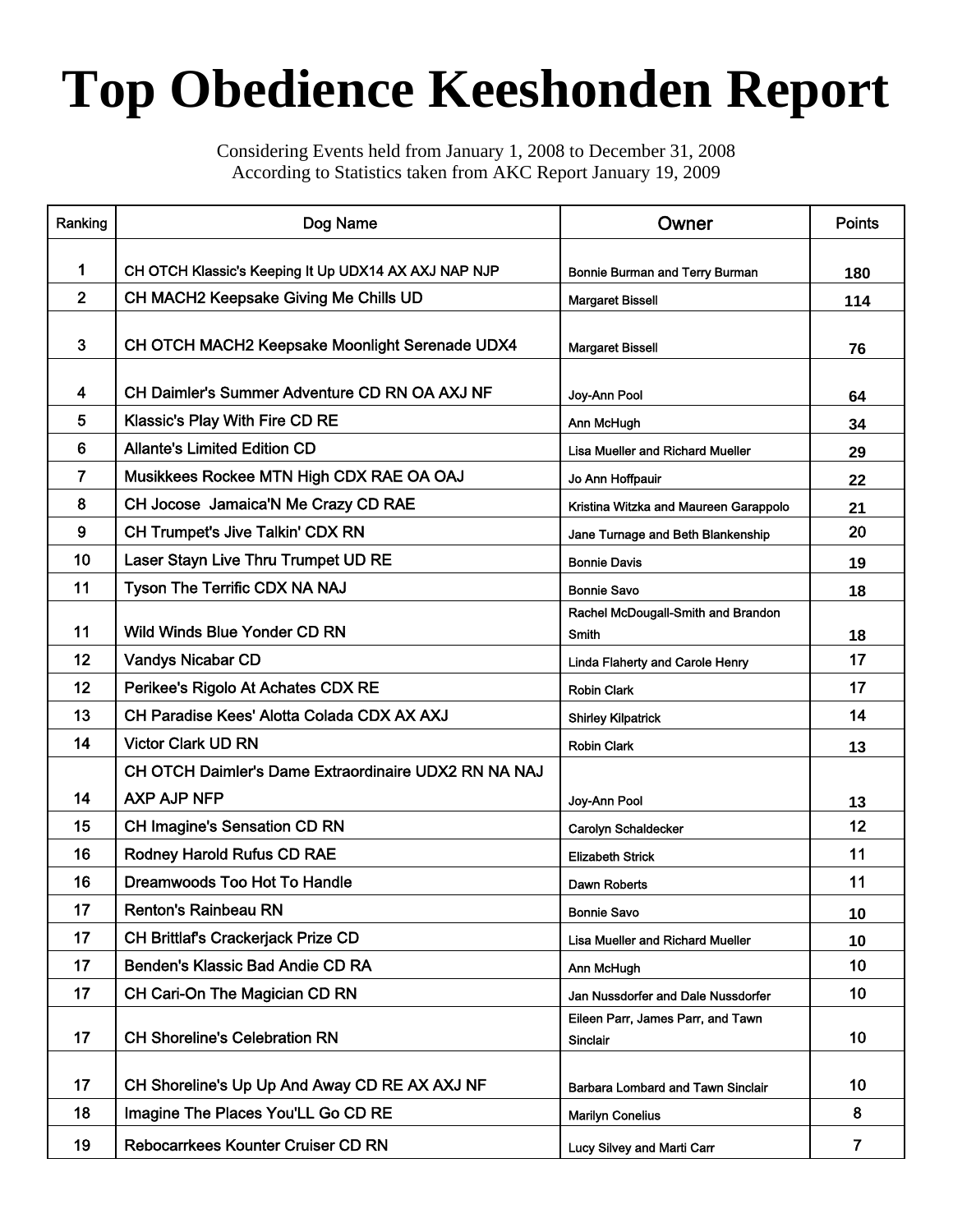# Top Obedience Keeshonden Report

Considering Events held from January 1, 2008 to December 31, 2008
According to Statistics taken from AKC Report January 19, 2009

| Ranking | Dog Name | Owner | Points |
|---|---|---|---|
| 1 | CH OTCH Klassic's Keeping It Up UDX14 AX AXJ NAP NJP | Bonnie Burman and Terry Burman | 180 |
| 2 | CH MACH2 Keepsake Giving Me Chills UD | Margaret Bissell | 114 |
| 3 | CH OTCH MACH2 Keepsake Moonlight Serenade UDX4 | Margaret Bissell | 76 |
| 4 | CH Daimler's Summer Adventure CD RN OA AXJ NF | Joy-Ann Pool | 64 |
| 5 | Klassic's Play With Fire CD RE | Ann McHugh | 34 |
| 6 | Allante's Limited Edition CD | Lisa Mueller and Richard Mueller | 29 |
| 7 | Musikkees Rockee MTN High CDX RAE OA OAJ | Jo Ann Hoffpauir | 22 |
| 8 | CH Jocose Jamaica'N Me Crazy CD RAE | Kristina Witzka and Maureen Garappolo | 21 |
| 9 | CH Trumpet's Jive Talkin' CDX RN | Jane Turnage and Beth Blankenship | 20 |
| 10 | Laser Stayn Live Thru Trumpet UD RE | Bonnie Davis | 19 |
| 11 | Tyson The Terrific CDX NA NAJ | Bonnie Savo | 18 |
| 11 | Wild Winds Blue Yonder CD RN | Rachel McDougall-Smith and Brandon Smith | 18 |
| 12 | Vandys Nicabar CD | Linda Flaherty and Carole Henry | 17 |
| 12 | Perikee's Rigolo At Achates CDX RE | Robin Clark | 17 |
| 13 | CH Paradise Kees' Alotta Colada CDX AX AXJ | Shirley Kilpatrick | 14 |
| 14 | Victor Clark UD RN | Robin Clark | 13 |
| 14 | CH OTCH Daimler's Dame Extraordinaire UDX2 RN NA NAJ AXP AJP NFP | Joy-Ann Pool | 13 |
| 15 | CH Imagine's Sensation CD RN | Carolyn Schaldecker | 12 |
| 16 | Rodney Harold Rufus CD RAE | Elizabeth Strick | 11 |
| 16 | Dreamwoods Too Hot To Handle | Dawn Roberts | 11 |
| 17 | Renton's Rainbeau RN | Bonnie Savo | 10 |
| 17 | CH Brittlaf's Crackerjack Prize CD | Lisa Mueller and Richard Mueller | 10 |
| 17 | Benden's Klassic Bad Andie CD RA | Ann McHugh | 10 |
| 17 | CH Cari-On The Magician CD RN | Jan Nussdorfer and Dale Nussdorfer | 10 |
| 17 | CH Shoreline's Celebration RN | Eileen Parr, James Parr, and Tawn Sinclair | 10 |
| 17 | CH Shoreline's Up Up And Away CD RE AX AXJ NF | Barbara Lombard and Tawn Sinclair | 10 |
| 18 | Imagine The Places You'LL Go CD RE | Marilyn Conelius | 8 |
| 19 | Rebocarrkees Kounter Cruiser CD RN | Lucy Silvey and Marti Carr | 7 |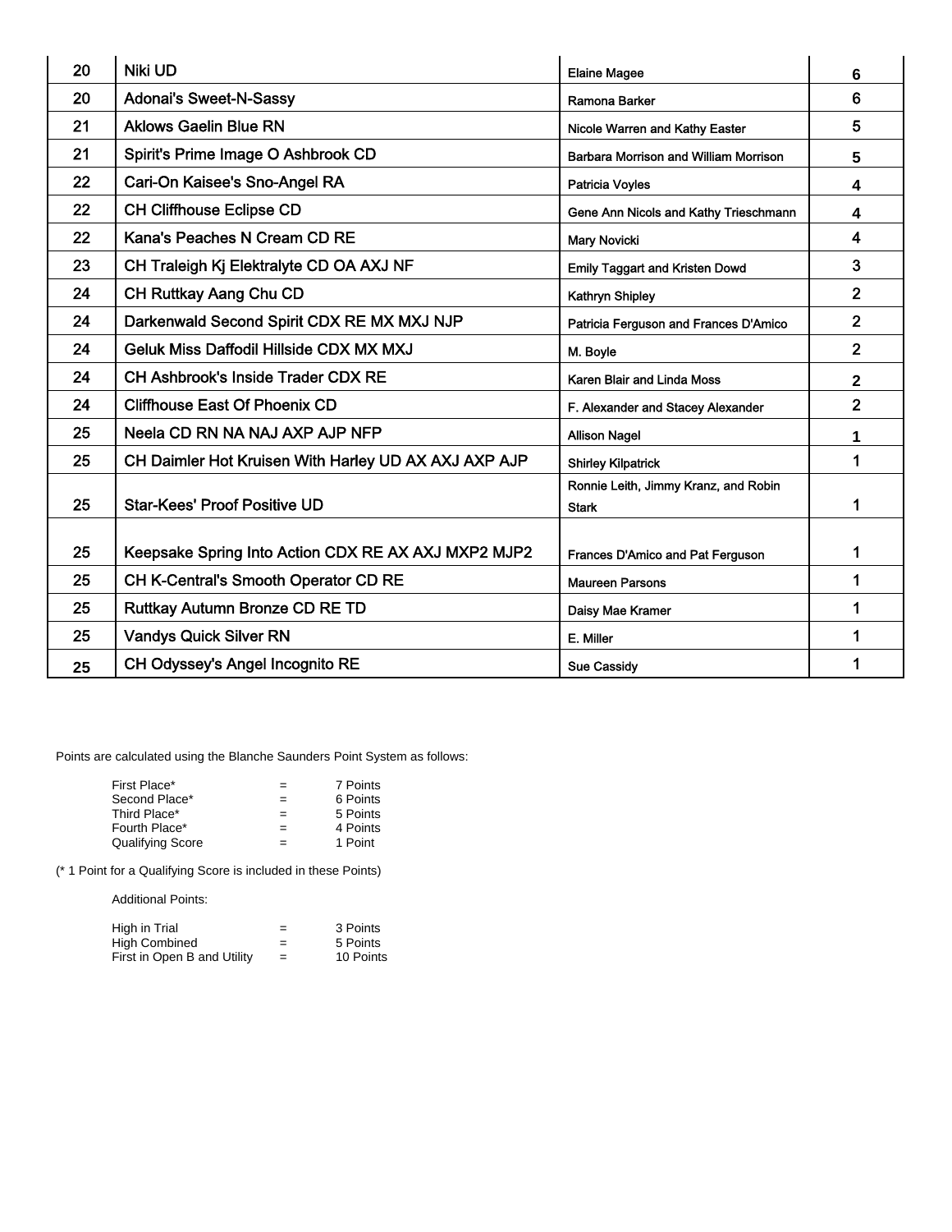| | | | |
|---|---|---|---|
| 20 | Niki UD | Elaine Magee | 6 |
| 20 | Adonai's Sweet-N-Sassy | Ramona Barker | 6 |
| 21 | Aklows Gaelin Blue RN | Nicole Warren and Kathy Easter | 5 |
| 21 | Spirit's Prime Image O Ashbrook CD | Barbara Morrison and William Morrison | 5 |
| 22 | Cari-On Kaisee's Sno-Angel RA | Patricia Voyles | 4 |
| 22 | CH Cliffhouse Eclipse CD | Gene Ann Nicols and Kathy Trieschmann | 4 |
| 22 | Kana's Peaches N Cream CD RE | Mary Novicki | 4 |
| 23 | CH Traleigh Kj Elektralyte CD OA AXJ NF | Emily Taggart and Kristen Dowd | 3 |
| 24 | CH Ruttkay Aang Chu CD | Kathryn Shipley | 2 |
| 24 | Darkenwald Second Spirit CDX RE MX MXJ NJP | Patricia Ferguson and Frances D'Amico | 2 |
| 24 | Geluk Miss Daffodil Hillside CDX MX MXJ | M. Boyle | 2 |
| 24 | CH Ashbrook's Inside Trader CDX RE | Karen Blair and Linda Moss | 2 |
| 24 | Cliffhouse East Of Phoenix CD | F. Alexander and Stacey Alexander | 2 |
| 25 | Neela CD RN NA NAJ AXP AJP NFP | Allison Nagel | 1 |
| 25 | CH Daimler Hot Kruisen With Harley UD AX AXJ AXP AJP | Shirley Kilpatrick | 1 |
| 25 | Star-Kees' Proof Positive UD | Ronnie Leith, Jimmy Kranz, and Robin Stark | 1 |
| 25 | Keepsake Spring Into Action CDX RE AX AXJ MXP2 MJP2 | Frances D'Amico and Pat Ferguson | 1 |
| 25 | CH K-Central's Smooth Operator CD RE | Maureen Parsons | 1 |
| 25 | Ruttkay Autumn Bronze CD RE TD | Daisy Mae Kramer | 1 |
| 25 | Vandys Quick Silver RN | E. Miller | 1 |
| 25 | CH Odyssey's Angel Incognito RE | Sue Cassidy | 1 |

Points are calculated using the Blanche Saunders Point System as follows:

| | | |
|---|---|---|
| First Place* | = | 7 Points |
| Second Place* | = | 6 Points |
| Third Place* | = | 5 Points |
| Fourth Place* | = | 4 Points |
| Qualifying Score | = | 1 Point |

(* 1 Point for a Qualifying Score is included in these Points)

Additional Points:

| | | |
|---|---|---|
| High in Trial | = | 3 Points |
| High Combined | = | 5 Points |
| First in Open B and Utility | = | 10 Points |